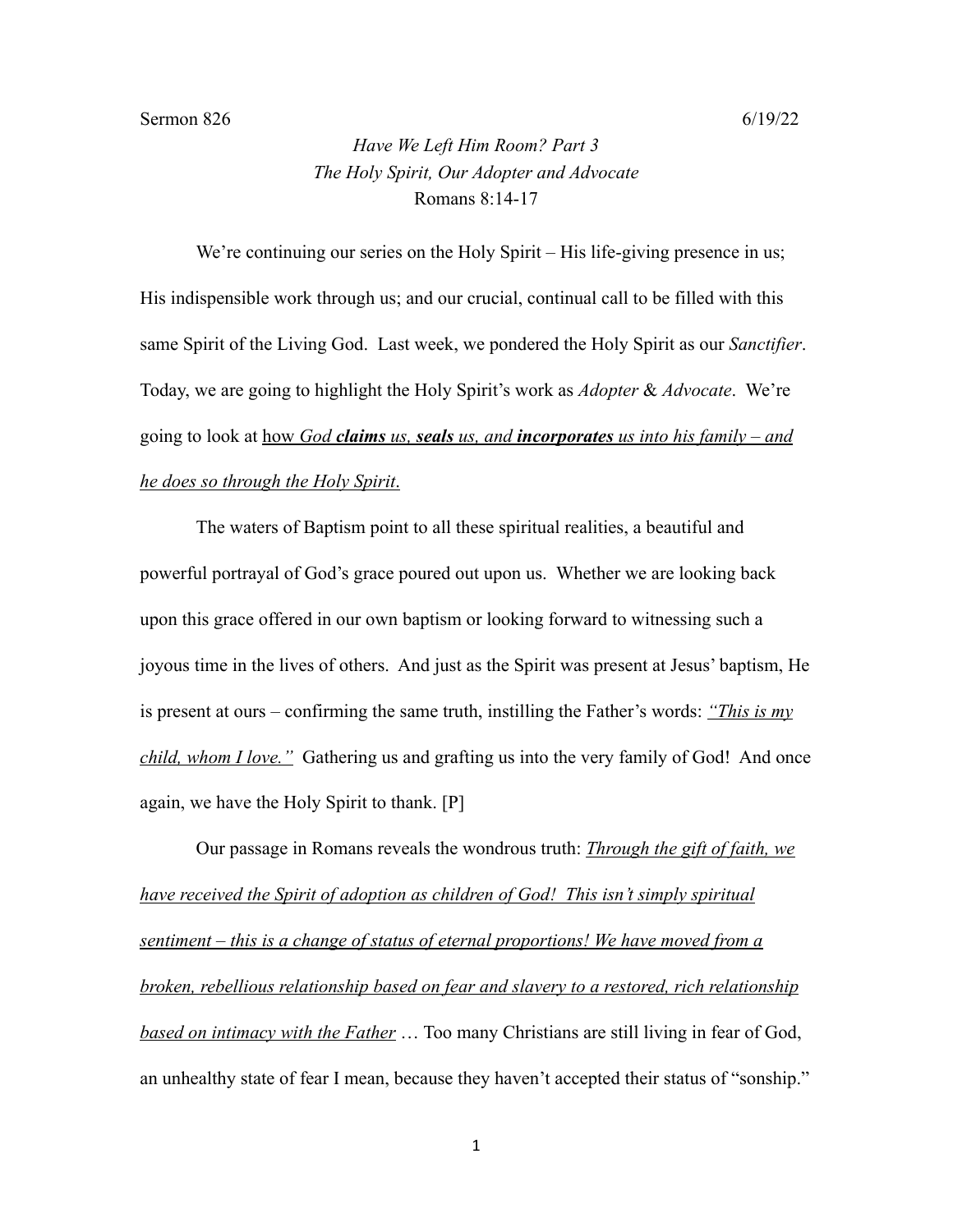Sermon 826 6/19/22

*Have We Left Him Room? Part 3*
*The Holy Spirit, Our Adopter and Advocate*
Romans 8:14-17

We're continuing our series on the Holy Spirit – His life-giving presence in us; His indispensible work through us; and our crucial, continual call to be filled with this same Spirit of the Living God. Last week, we pondered the Holy Spirit as our *Sanctifier*. Today, we are going to highlight the Holy Spirit's work as *Adopter* & *Advocate*. We're going to look at <u>how *God **claims** us, **seals** us, and **incorporates** us into his family – and he does so through the Holy Spirit*.</u>

The waters of Baptism point to all these spiritual realities, a beautiful and powerful portrayal of God's grace poured out upon us. Whether we are looking back upon this grace offered in our own baptism or looking forward to witnessing such a joyous time in the lives of others. And just as the Spirit was present at Jesus' baptism, He is present at ours – confirming the same truth, instilling the Father's words: <u>*"This is my child, whom I love."*</u> Gathering us and grafting us into the very family of God! And once again, we have the Holy Spirit to thank. [P]

Our passage in Romans reveals the wondrous truth: <u>*Through the gift of faith, we have received the Spirit of adoption as children of God! This isn't simply spiritual sentiment – this is a change of status of eternal proportions! We have moved from a broken, rebellious relationship based on fear and slavery to a restored, rich relationship based on intimacy with the Father*</u> … Too many Christians are still living in fear of God, an unhealthy state of fear I mean, because they haven't accepted their status of "sonship."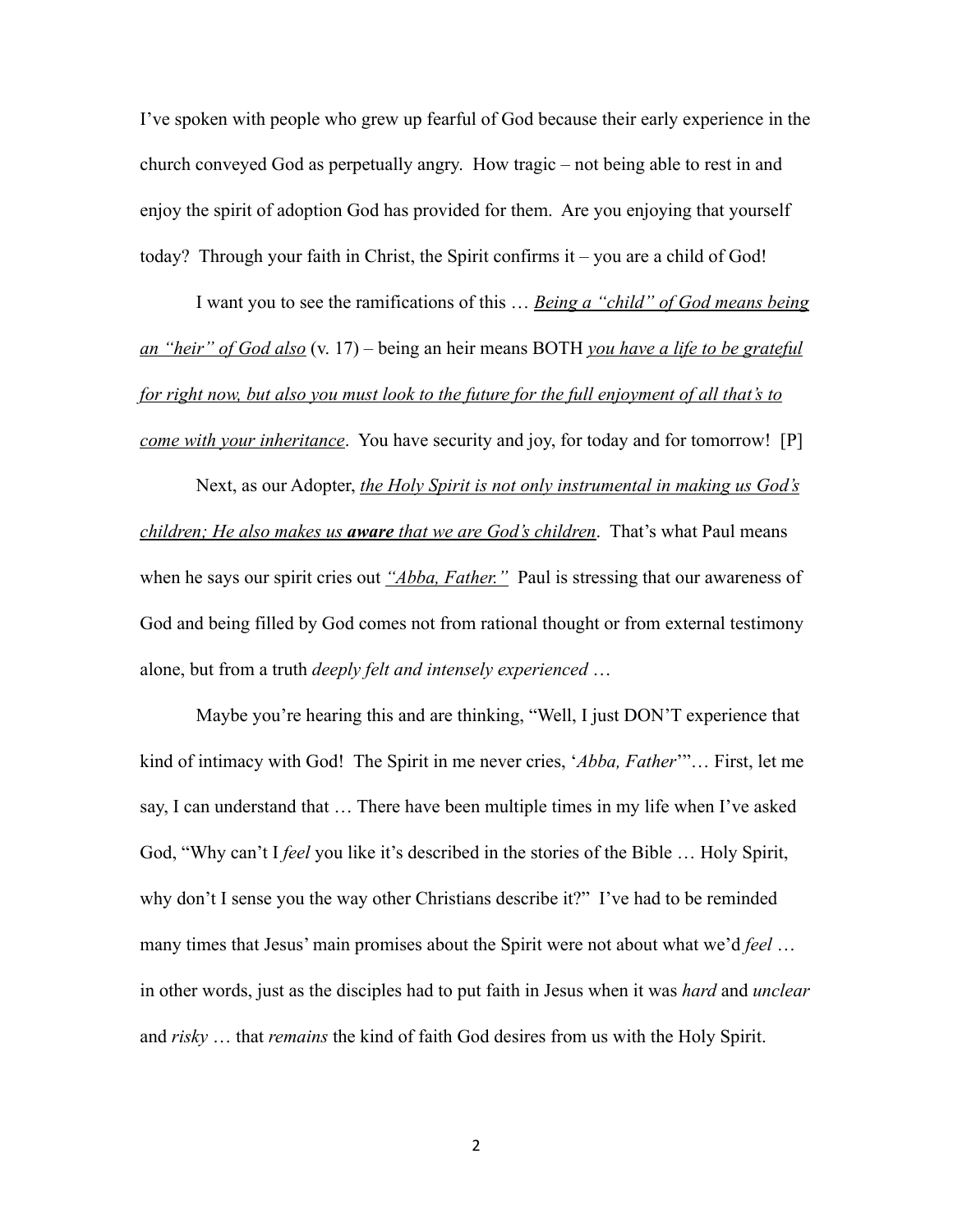I've spoken with people who grew up fearful of God because their early experience in the church conveyed God as perpetually angry. How tragic – not being able to rest in and enjoy the spirit of adoption God has provided for them. Are you enjoying that yourself today? Through your faith in Christ, the Spirit confirms it – you are a child of God!

I want you to see the ramifications of this … <u>*Being a "child" of God means being an "heir" of God also*</u> (v. 17) – being an heir means BOTH <u>*you have a life to be grateful for right now, but also you must look to the future for the full enjoyment of all that's to come with your inheritance*</u>. You have security and joy, for today and for tomorrow! [P]

Next, as our Adopter, <u>*the Holy Spirit is not only instrumental in making us God's children; He also makes us **aware** that we are God's children*</u>. That's what Paul means when he says our spirit cries out <u>*"Abba, Father."*</u> Paul is stressing that our awareness of God and being filled by God comes not from rational thought or from external testimony alone, but from a truth *deeply felt and intensely experienced* …

Maybe you're hearing this and are thinking, "Well, I just DON'T experience that kind of intimacy with God! The Spirit in me never cries, '*Abba, Father*'"… First, let me say, I can understand that … There have been multiple times in my life when I've asked God, "Why can't I *feel* you like it's described in the stories of the Bible … Holy Spirit, why don't I sense you the way other Christians describe it?" I've had to be reminded many times that Jesus' main promises about the Spirit were not about what we'd *feel* … in other words, just as the disciples had to put faith in Jesus when it was *hard* and *unclear* and *risky* … that *remains* the kind of faith God desires from us with the Holy Spirit.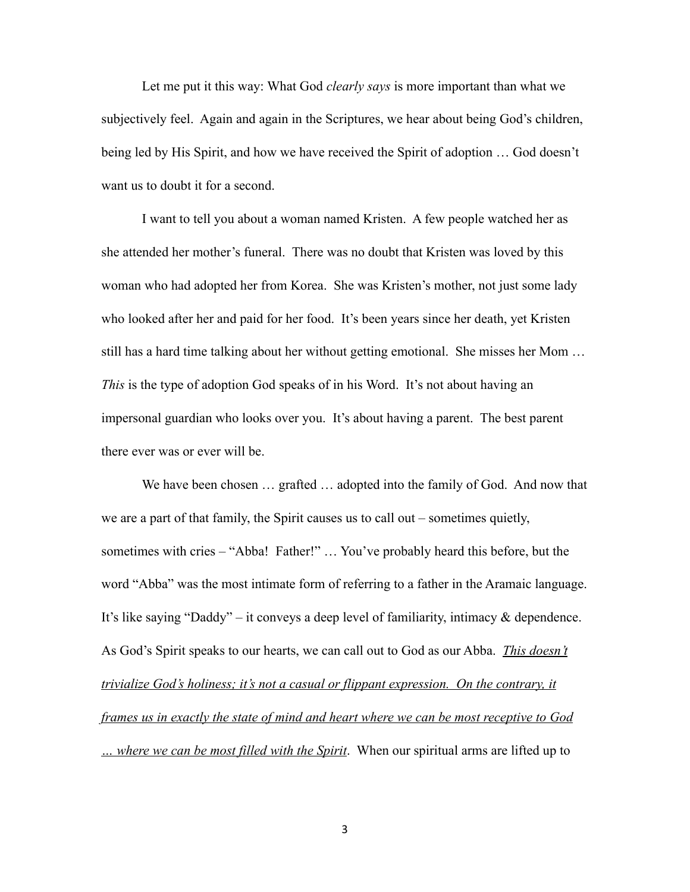Let me put it this way: What God *clearly says* is more important than what we subjectively feel. Again and again in the Scriptures, we hear about being God's children, being led by His Spirit, and how we have received the Spirit of adoption … God doesn't want us to doubt it for a second.

I want to tell you about a woman named Kristen. A few people watched her as she attended her mother's funeral. There was no doubt that Kristen was loved by this woman who had adopted her from Korea. She was Kristen's mother, not just some lady who looked after her and paid for her food. It's been years since her death, yet Kristen still has a hard time talking about her without getting emotional. She misses her Mom … *This* is the type of adoption God speaks of in his Word. It's not about having an impersonal guardian who looks over you. It's about having a parent. The best parent there ever was or ever will be.

We have been chosen … grafted … adopted into the family of God. And now that we are a part of that family, the Spirit causes us to call out – sometimes quietly, sometimes with cries – "Abba! Father!" … You've probably heard this before, but the word "Abba" was the most intimate form of referring to a father in the Aramaic language. It's like saying "Daddy" – it conveys a deep level of familiarity, intimacy & dependence. As God's Spirit speaks to our hearts, we can call out to God as our Abba. <u>*This doesn't trivialize God's holiness; it's not a casual or flippant expression. On the contrary, it frames us in exactly the state of mind and heart where we can be most receptive to God … where we can be most filled with the Spirit*</u>. When our spiritual arms are lifted up to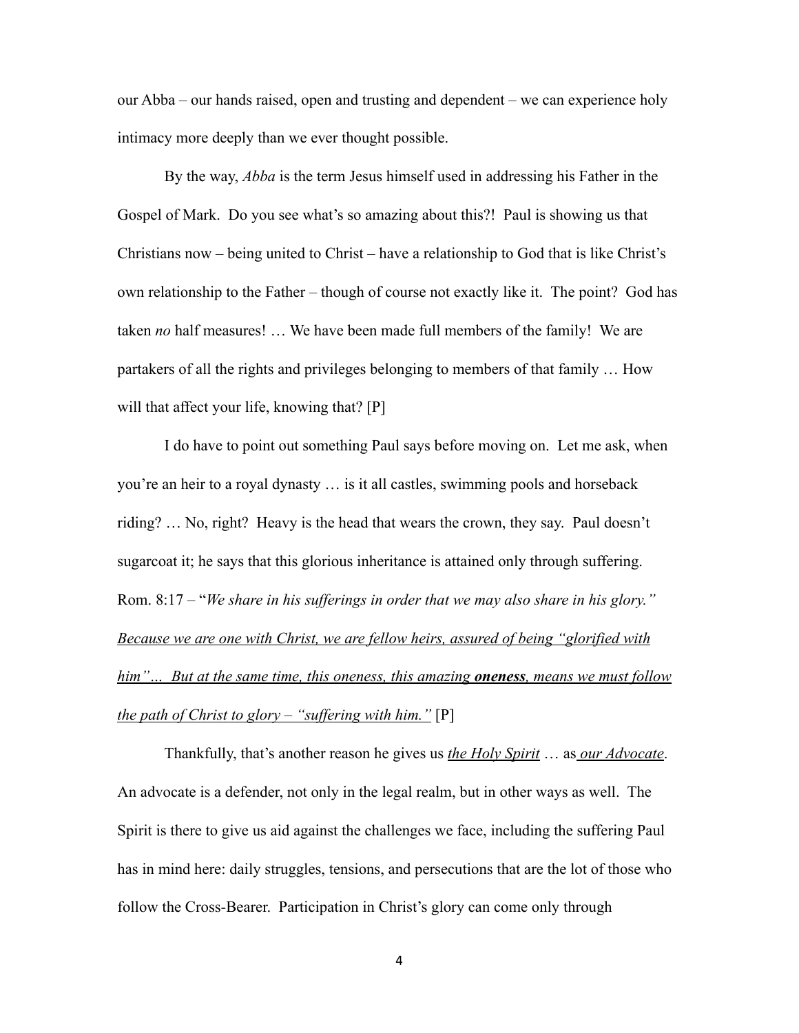our Abba – our hands raised, open and trusting and dependent – we can experience holy intimacy more deeply than we ever thought possible.

By the way, *Abba* is the term Jesus himself used in addressing his Father in the Gospel of Mark. Do you see what's so amazing about this?! Paul is showing us that Christians now – being united to Christ – have a relationship to God that is like Christ's own relationship to the Father – though of course not exactly like it. The point? God has taken *no* half measures! … We have been made full members of the family! We are partakers of all the rights and privileges belonging to members of that family … How will that affect your life, knowing that? [P]

I do have to point out something Paul says before moving on. Let me ask, when you're an heir to a royal dynasty … is it all castles, swimming pools and horseback riding? … No, right? Heavy is the head that wears the crown, they say. Paul doesn't sugarcoat it; he says that this glorious inheritance is attained only through suffering. Rom. 8:17 – "*We share in his sufferings in order that we may also share in his glory." <u>Because we are one with Christ, we are fellow heirs, assured of being "glorified with him"… But at the same time, this oneness, this amazing **oneness**, means we must follow the path of Christ to glory – "suffering with him."</u>* [P]

Thankfully, that's another reason he gives us *<u>the Holy Spirit</u>* … as *<u>our Advocate</u>*. An advocate is a defender, not only in the legal realm, but in other ways as well. The Spirit is there to give us aid against the challenges we face, including the suffering Paul has in mind here: daily struggles, tensions, and persecutions that are the lot of those who follow the Cross-Bearer. Participation in Christ's glory can come only through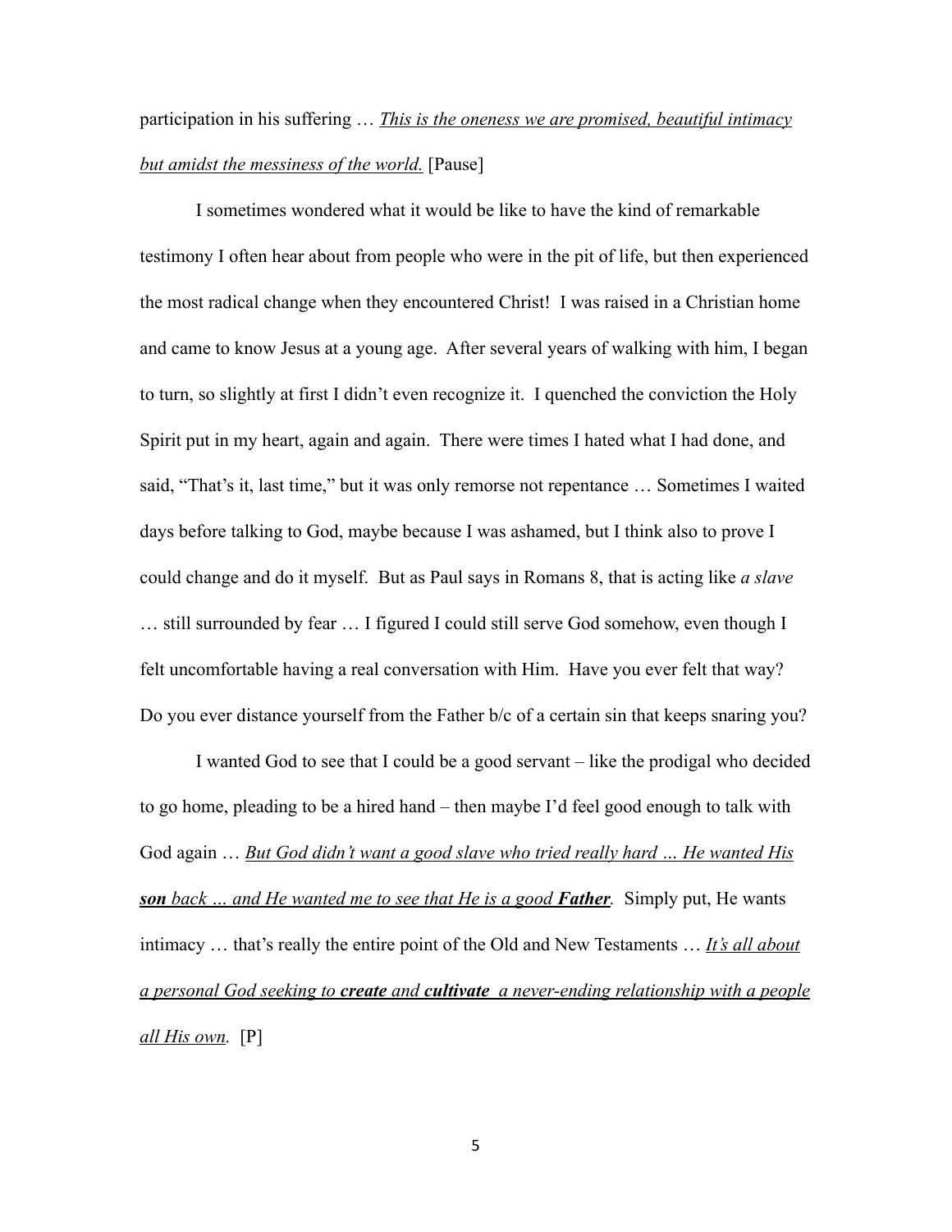participation in his suffering … <u>*This is the oneness we are promised, beautiful intimacy but amidst the messiness of the world.*</u> [Pause]

I sometimes wondered what it would be like to have the kind of remarkable testimony I often hear about from people who were in the pit of life, but then experienced the most radical change when they encountered Christ! I was raised in a Christian home and came to know Jesus at a young age. After several years of walking with him, I began to turn, so slightly at first I didn't even recognize it. I quenched the conviction the Holy Spirit put in my heart, again and again. There were times I hated what I had done, and said, "That's it, last time," but it was only remorse not repentance … Sometimes I waited days before talking to God, maybe because I was ashamed, but I think also to prove I could change and do it myself. But as Paul says in Romans 8, that is acting like *a slave* … still surrounded by fear … I figured I could still serve God somehow, even though I felt uncomfortable having a real conversation with Him. Have you ever felt that way? Do you ever distance yourself from the Father b/c of a certain sin that keeps snaring you?

I wanted God to see that I could be a good servant – like the prodigal who decided to go home, pleading to be a hired hand – then maybe I'd feel good enough to talk with God again … <u>*But God didn't want a good slave who tried really hard … He wanted His **son** back … and He wanted me to see that He is a good **Father**.*</u> Simply put, He wants intimacy … that's really the entire point of the Old and New Testaments … <u>*It's all about a personal God seeking to **create** and **cultivate** a never-ending relationship with a people all His own.*</u> [P]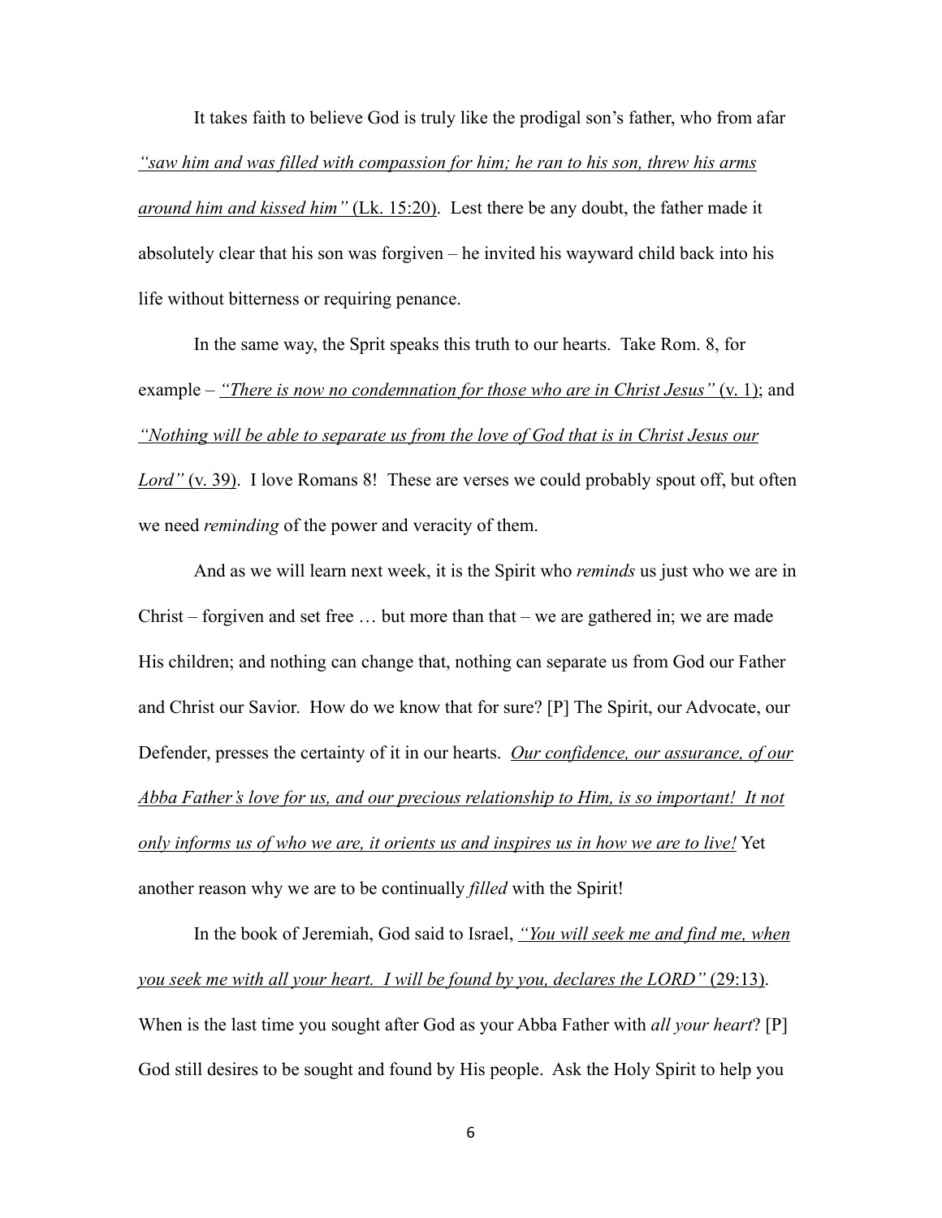It takes faith to believe God is truly like the prodigal son's father, who from afar <u>*"saw him and was filled with compassion for him; he ran to his son, threw his arms around him and kissed him"* (Lk. 15:20)</u>. Lest there be any doubt, the father made it absolutely clear that his son was forgiven – he invited his wayward child back into his life without bitterness or requiring penance.

In the same way, the Sprit speaks this truth to our hearts. Take Rom. 8, for example – <u>*"There is now no condemnation for those who are in Christ Jesus"* (v. 1)</u>; and <u>*"Nothing will be able to separate us from the love of God that is in Christ Jesus our Lord"* (v. 39)</u>. I love Romans 8! These are verses we could probably spout off, but often we need *reminding* of the power and veracity of them.

And as we will learn next week, it is the Spirit who *reminds* us just who we are in Christ – forgiven and set free … but more than that – we are gathered in; we are made His children; and nothing can change that, nothing can separate us from God our Father and Christ our Savior. How do we know that for sure? [P] The Spirit, our Advocate, our Defender, presses the certainty of it in our hearts. <u>*Our confidence, our assurance, of our Abba Father's love for us, and our precious relationship to Him, is so important! It not only informs us of who we are, it orients us and inspires us in how we are to live!*</u> Yet another reason why we are to be continually *filled* with the Spirit!

In the book of Jeremiah, God said to Israel, <u>*"You will seek me and find me, when you seek me with all your heart. I will be found by you, declares the LORD"* (29:13)</u>. When is the last time you sought after God as your Abba Father with *all your heart*? [P] God still desires to be sought and found by His people. Ask the Holy Spirit to help you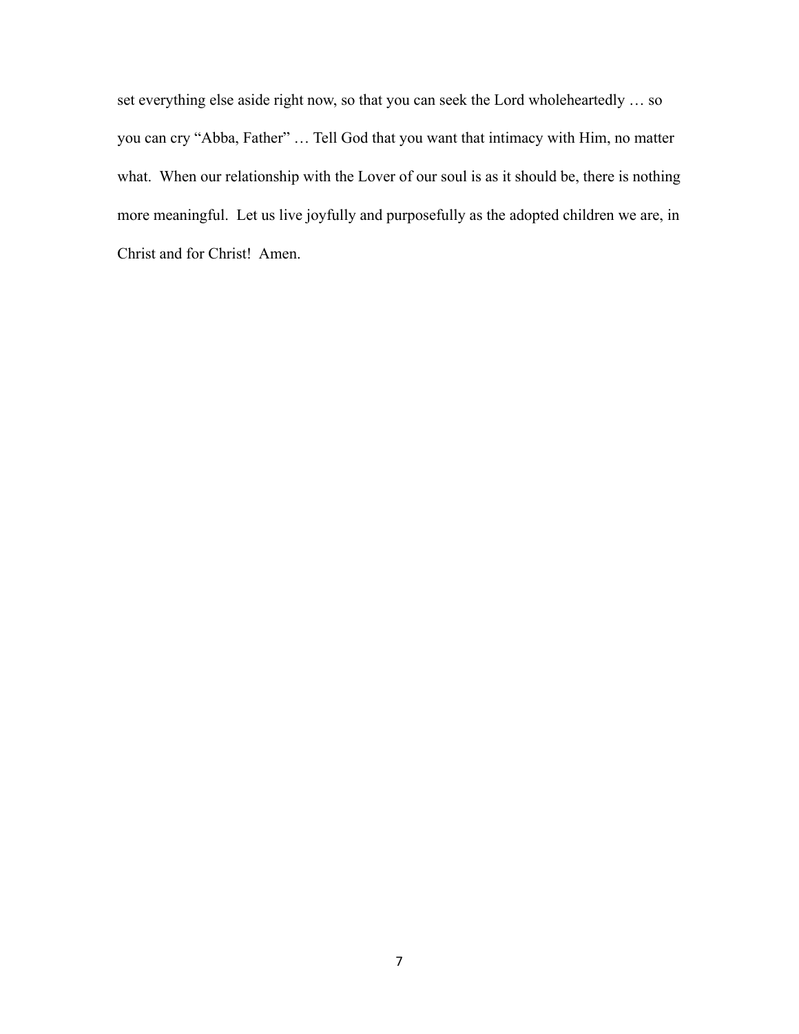set everything else aside right now, so that you can seek the Lord wholeheartedly … so you can cry "Abba, Father" … Tell God that you want that intimacy with Him, no matter what. When our relationship with the Lover of our soul is as it should be, there is nothing more meaningful. Let us live joyfully and purposefully as the adopted children we are, in Christ and for Christ! Amen.